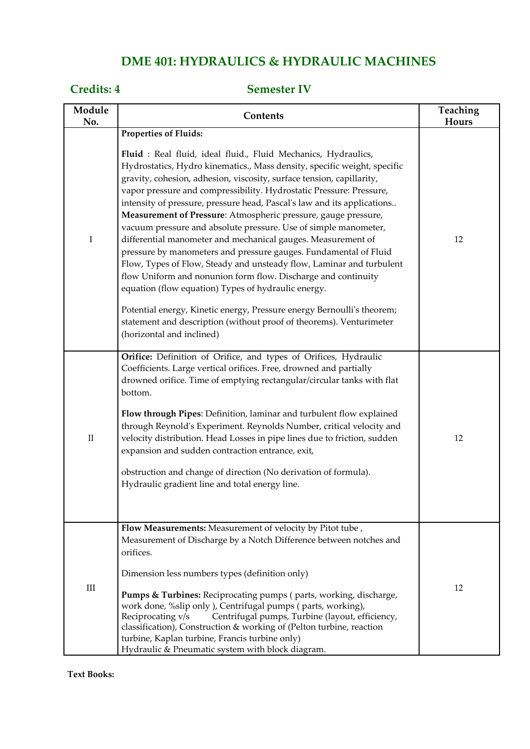# DME 401: HYDRAULICS & HYDRAULIC MACHINES

**Credits: 4** **Semester IV**

| Module No. | Contents | Teaching Hours |
|---|---|---|
| I | **Properties of Fluids:** <br><br> **Fluid** : Real fluid, ideal fluid., Fluid Mechanics, Hydraulics, Hydrostatics, Hydro kinematics., Mass density, specific weight, specific gravity, cohesion, adhesion, viscosity, surface tension, capillarity, vapor pressure and compressibility. Hydrostatic Pressure: Pressure, intensity of pressure, pressure head, Pascal's law and its applications.. **Measurement of Pressure**: Atmospheric pressure, gauge pressure, vacuum pressure and absolute pressure. Use of simple manometer, differential manometer and mechanical gauges. Measurement of pressure by manometers and pressure gauges. Fundamental of Fluid Flow, Types of Flow, Steady and unsteady flow, Laminar and turbulent flow Uniform and nonunion form flow. Discharge and continuity equation (flow equation) Types of hydraulic energy. <br><br> Potential energy, Kinetic energy, Pressure energy Bernoulli's theorem; statement and description (without proof of theorems). Venturimeter (horizontal and inclined) | 12 |
| II | **Orifice:** Definition of Orifice, and types of Orifices, Hydraulic Coefficients. Large vertical orifices. Free, drowned and partially drowned orifice. Time of emptying rectangular/circular tanks with flat bottom. <br><br> **Flow through Pipes**: Definition, laminar and turbulent flow explained through Reynold's Experiment. Reynolds Number, critical velocity and velocity distribution. Head Losses in pipe lines due to friction, sudden expansion and sudden contraction entrance, exit, <br><br> obstruction and change of direction (No derivation of formula). Hydraulic gradient line and total energy line. | 12 |
| III | **Flow Measurements:** Measurement of velocity by Pitot tube , Measurement of Discharge by a Notch Difference between notches and orifices. <br><br> Dimension less numbers types (definition only) <br><br> **Pumps & Turbines:** Reciprocating pumps ( parts, working, discharge, work done, %slip only ), Centrifugal pumps ( parts, working), Reciprocating v/s Centrifugal pumps, Turbine (layout, efficiency, classification), Construction & working of (Pelton turbine, reaction turbine, Kaplan turbine, Francis turbine only) <br> Hydraulic & Pneumatic system with block diagram. | 12 |

**Text Books:**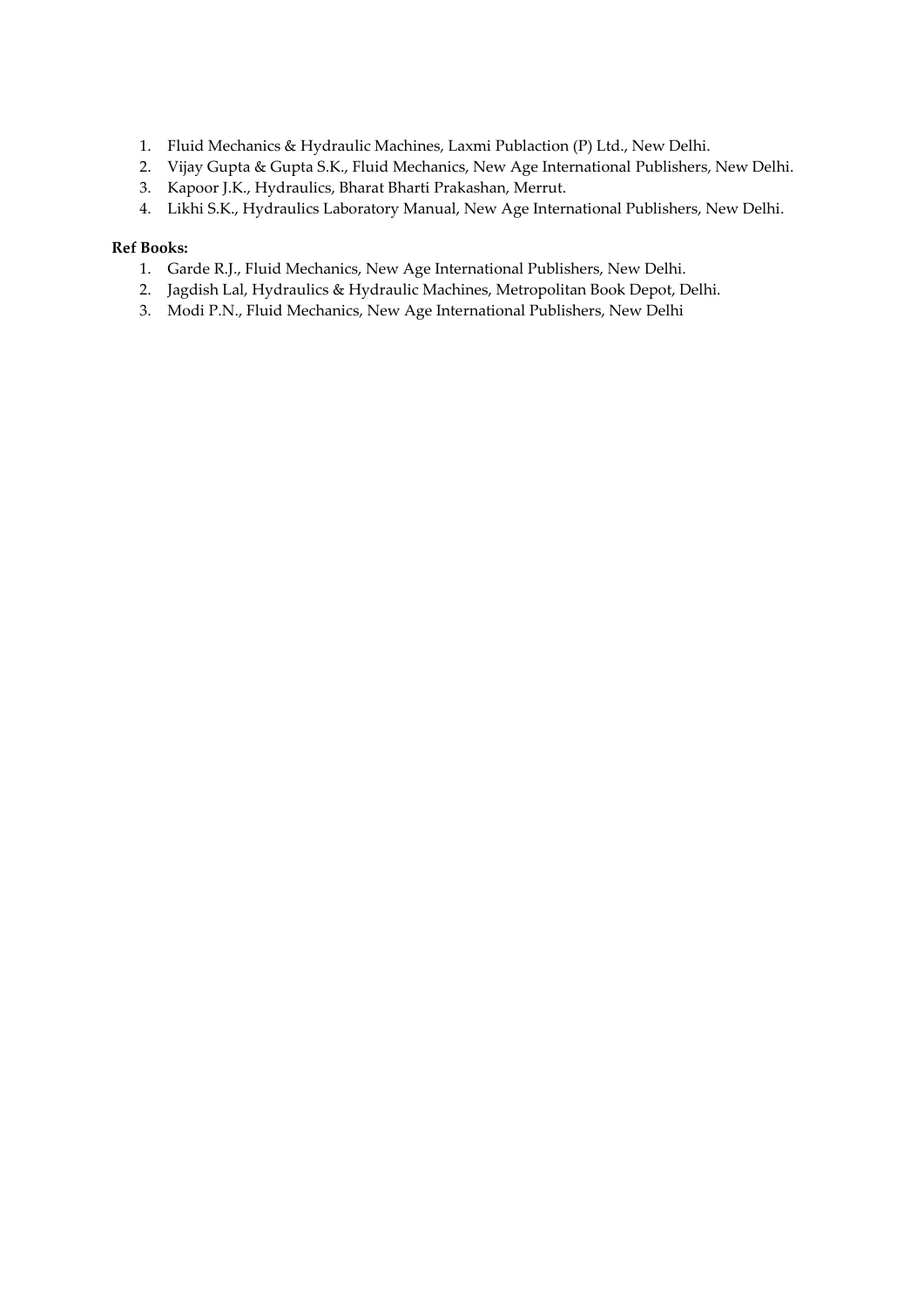1. Fluid Mechanics & Hydraulic Machines, Laxmi Publaction (P) Ltd., New Delhi.
2. Vijay Gupta & Gupta S.K., Fluid Mechanics, New Age International Publishers, New Delhi.
3. Kapoor J.K., Hydraulics, Bharat Bharti Prakashan, Merrut.
4. Likhi S.K., Hydraulics Laboratory Manual, New Age International Publishers, New Delhi.

**Ref Books:**

1. Garde R.J., Fluid Mechanics, New Age International Publishers, New Delhi.
2. Jagdish Lal, Hydraulics & Hydraulic Machines, Metropolitan Book Depot, Delhi.
3. Modi P.N., Fluid Mechanics, New Age International Publishers, New Delhi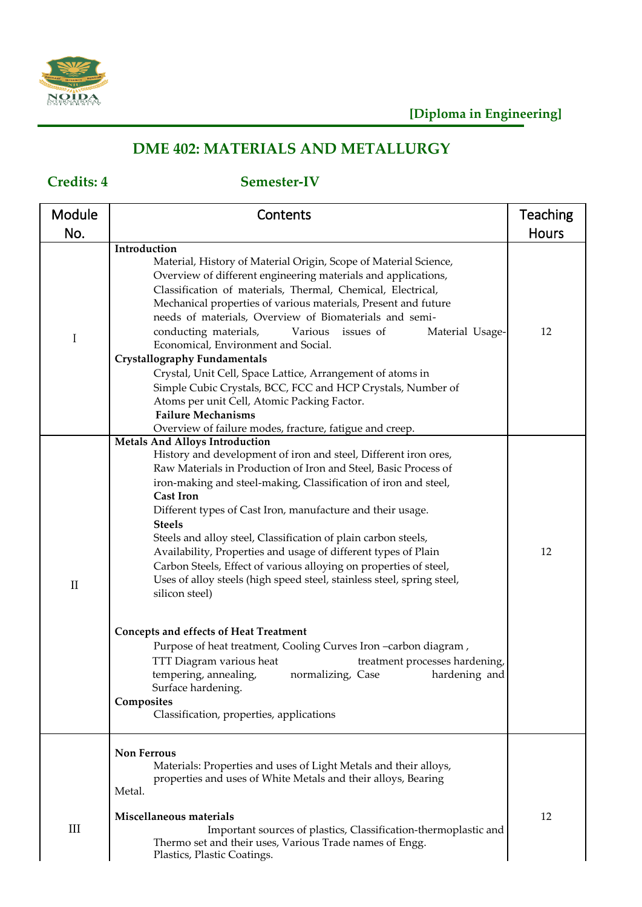**[Diploma in Engineering]**

## DME 402: MATERIALS AND METALLURGY

**Credits: 4** **Semester-IV**

| Module No. | Contents | Teaching Hours |
|---|---|---|
| I | **Introduction**<br>Material, History of Material Origin, Scope of Material Science, Overview of different engineering materials and applications, Classification of materials, Thermal, Chemical, Electrical, Mechanical properties of various materials, Present and future needs of materials, Overview of Biomaterials and semi-conducting materials, Various issues of Material Usage-Economical, Environment and Social.<br>**Crystallography Fundamentals**<br>Crystal, Unit Cell, Space Lattice, Arrangement of atoms in Simple Cubic Crystals, BCC, FCC and HCP Crystals, Number of Atoms per unit Cell, Atomic Packing Factor.<br>**Failure Mechanisms**<br>Overview of failure modes, fracture, fatigue and creep. | 12 |
| II | **Metals And Alloys Introduction**<br>History and development of iron and steel, Different iron ores, Raw Materials in Production of Iron and Steel, Basic Process of iron-making and steel-making, Classification of iron and steel,<br>**Cast Iron**<br>Different types of Cast Iron, manufacture and their usage.<br>**Steels**<br>Steels and alloy steel, Classification of plain carbon steels, Availability, Properties and usage of different types of Plain Carbon Steels, Effect of various alloying on properties of steel, Uses of alloy steels (high speed steel, stainless steel, spring steel, silicon steel)<br><br>**Concepts and effects of Heat Treatment**<br>Purpose of heat treatment, Cooling Curves Iron –carbon diagram , TTT Diagram various heat treatment processes hardening, tempering, annealing, normalizing, Case hardening and Surface hardening.<br>**Composites**<br>Classification, properties, applications | 12 |
| III | **Non Ferrous**<br>Materials: Properties and uses of Light Metals and their alloys, properties and uses of White Metals and their alloys, Bearing Metal.<br><br>**Miscellaneous materials**<br>Important sources of plastics, Classification-thermoplastic and Thermo set and their uses, Various Trade names of Engg. Plastics, Plastic Coatings. | 12 |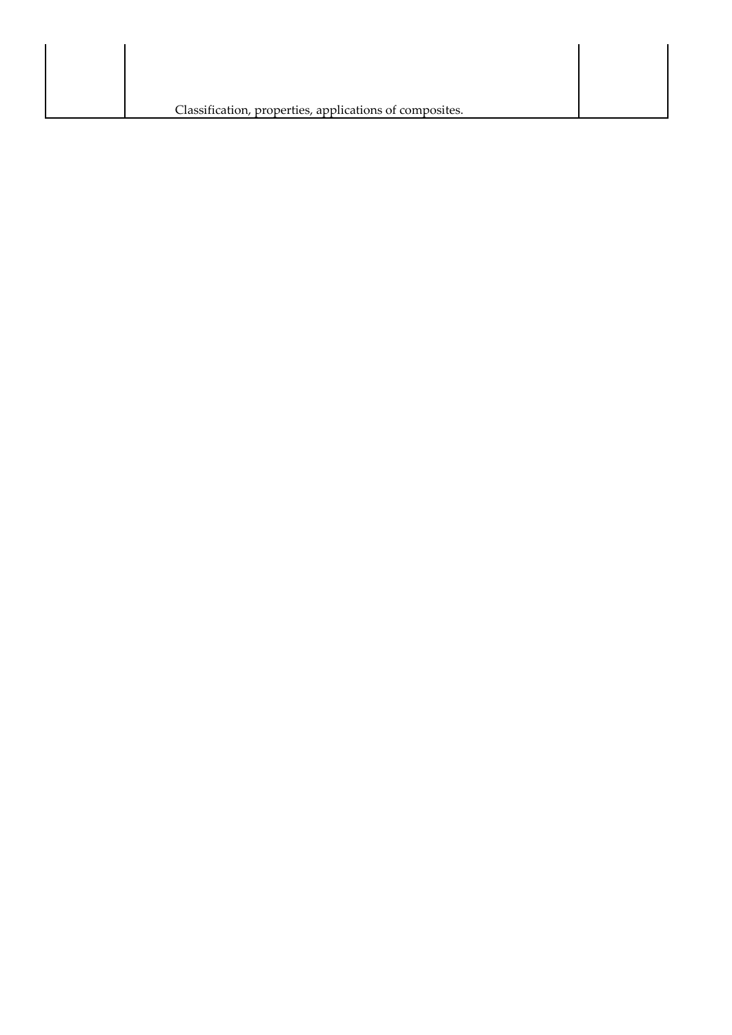|  |  |  |
|---|---|---|
|  | Classification, properties, applications of composites. |  |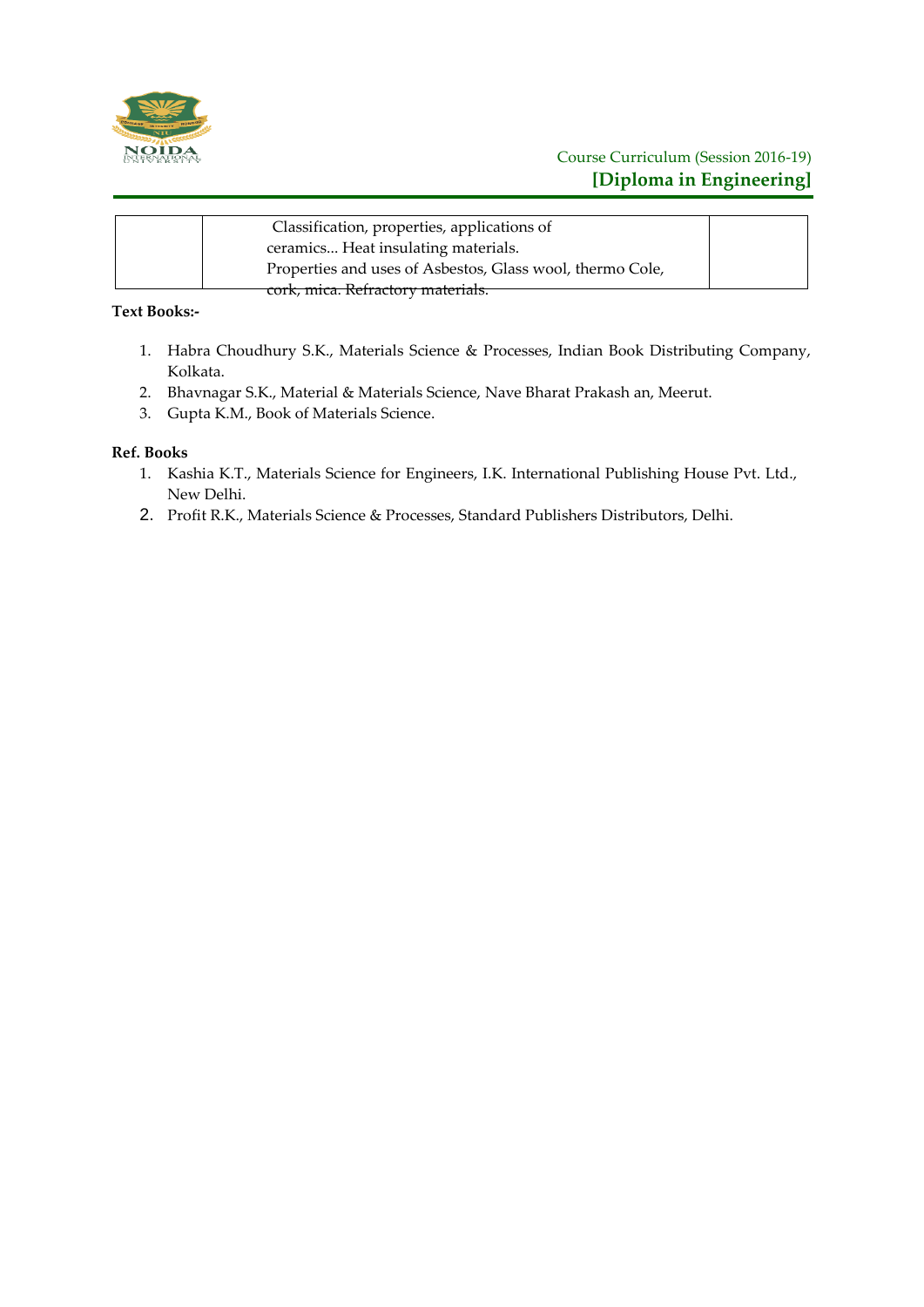|  | Classification, properties, applications of ceramics... Heat insulating materials. Properties and uses of Asbestos, Glass wool, thermo Cole, cork, mica. Refractory materials. |  |
|---|---|---|

**Text Books:-**

1. Habra Choudhury S.K., Materials Science & Processes, Indian Book Distributing Company, Kolkata.
2. Bhavnagar S.K., Material & Materials Science, Nave Bharat Prakash an, Meerut.
3. Gupta K.M., Book of Materials Science.

**Ref. Books**

1. Kashia K.T., Materials Science for Engineers, I.K. International Publishing House Pvt. Ltd., New Delhi.
2. Profit R.K., Materials Science & Processes, Standard Publishers Distributors, Delhi.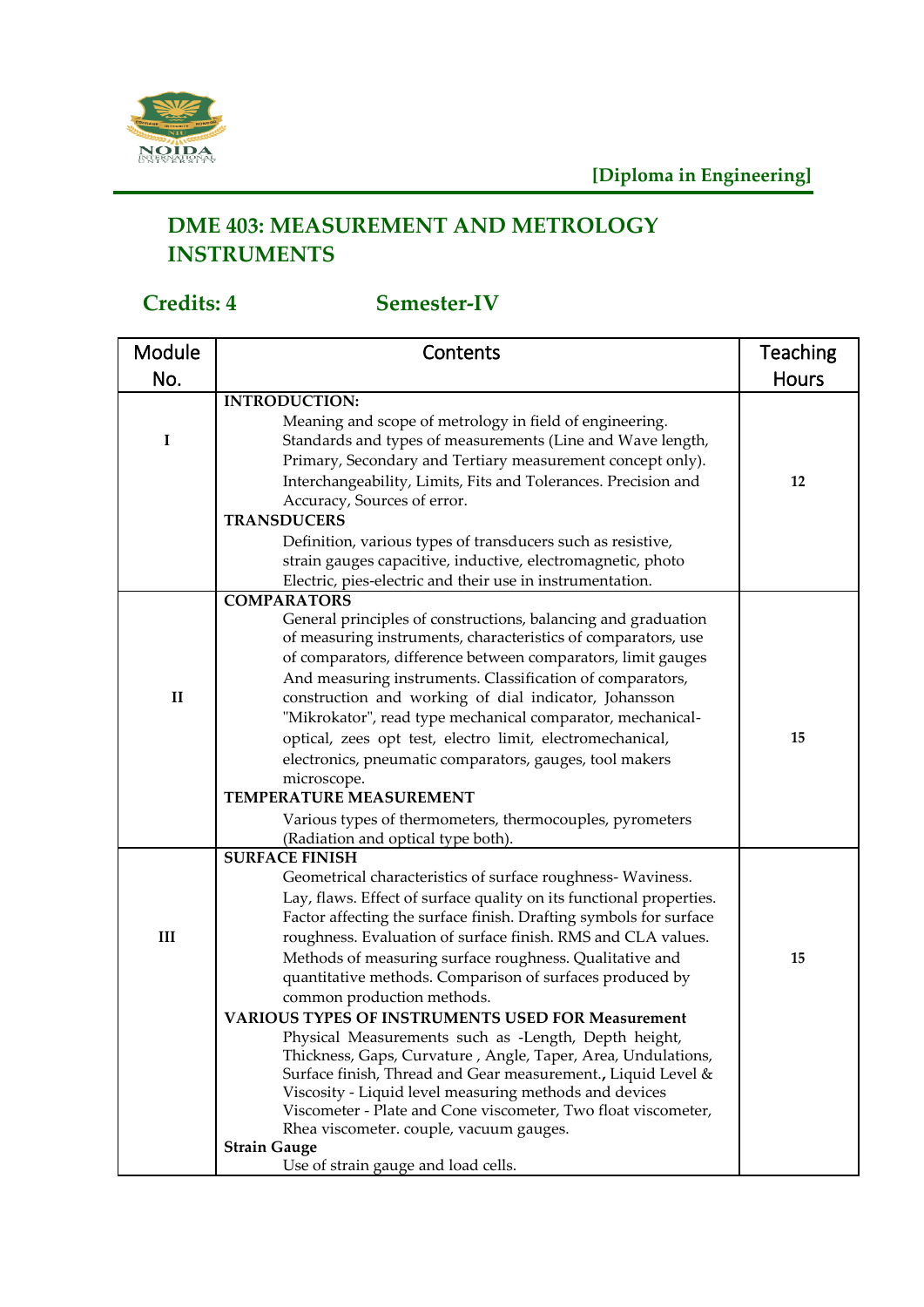[Diploma in Engineering]

## DME 403: MEASUREMENT AND METROLOGY INSTRUMENTS

**Credits: 4** **Semester-IV**

| Module No. | Contents | Teaching Hours |
|---|---|---|
| I | **INTRODUCTION:** Meaning and scope of metrology in field of engineering. Standards and types of measurements (Line and Wave length, Primary, Secondary and Tertiary measurement concept only). Interchangeability, Limits, Fits and Tolerances. Precision and Accuracy, Sources of error. **TRANSDUCERS** Definition, various types of transducers such as resistive, strain gauges capacitive, inductive, electromagnetic, photo Electric, pies-electric and their use in instrumentation. | 12 |
| II | **COMPARATORS** General principles of constructions, balancing and graduation of measuring instruments, characteristics of comparators, use of comparators, difference between comparators, limit gauges And measuring instruments. Classification of comparators, construction and working of dial indicator, Johansson "Mikrokator", read type mechanical comparator, mechanical-optical, zees opt test, electro limit, electromechanical, electronics, pneumatic comparators, gauges, tool makers microscope. **TEMPERATURE MEASUREMENT** Various types of thermometers, thermocouples, pyrometers (Radiation and optical type both). | 15 |
| III | **SURFACE FINISH** Geometrical characteristics of surface roughness- Waviness. Lay, flaws. Effect of surface quality on its functional properties. Factor affecting the surface finish. Drafting symbols for surface roughness. Evaluation of surface finish. RMS and CLA values. Methods of measuring surface roughness. Qualitative and quantitative methods. Comparison of surfaces produced by common production methods. **VARIOUS TYPES OF INSTRUMENTS USED FOR Measurement** Physical Measurements such as -Length, Depth height, Thickness, Gaps, Curvature , Angle, Taper, Area, Undulations, Surface finish, Thread and Gear measurement., Liquid Level & Viscosity - Liquid level measuring methods and devices Viscometer - Plate and Cone viscometer, Two float viscometer, Rhea viscometer. couple, vacuum gauges. **Strain Gauge** Use of strain gauge and load cells. | 15 |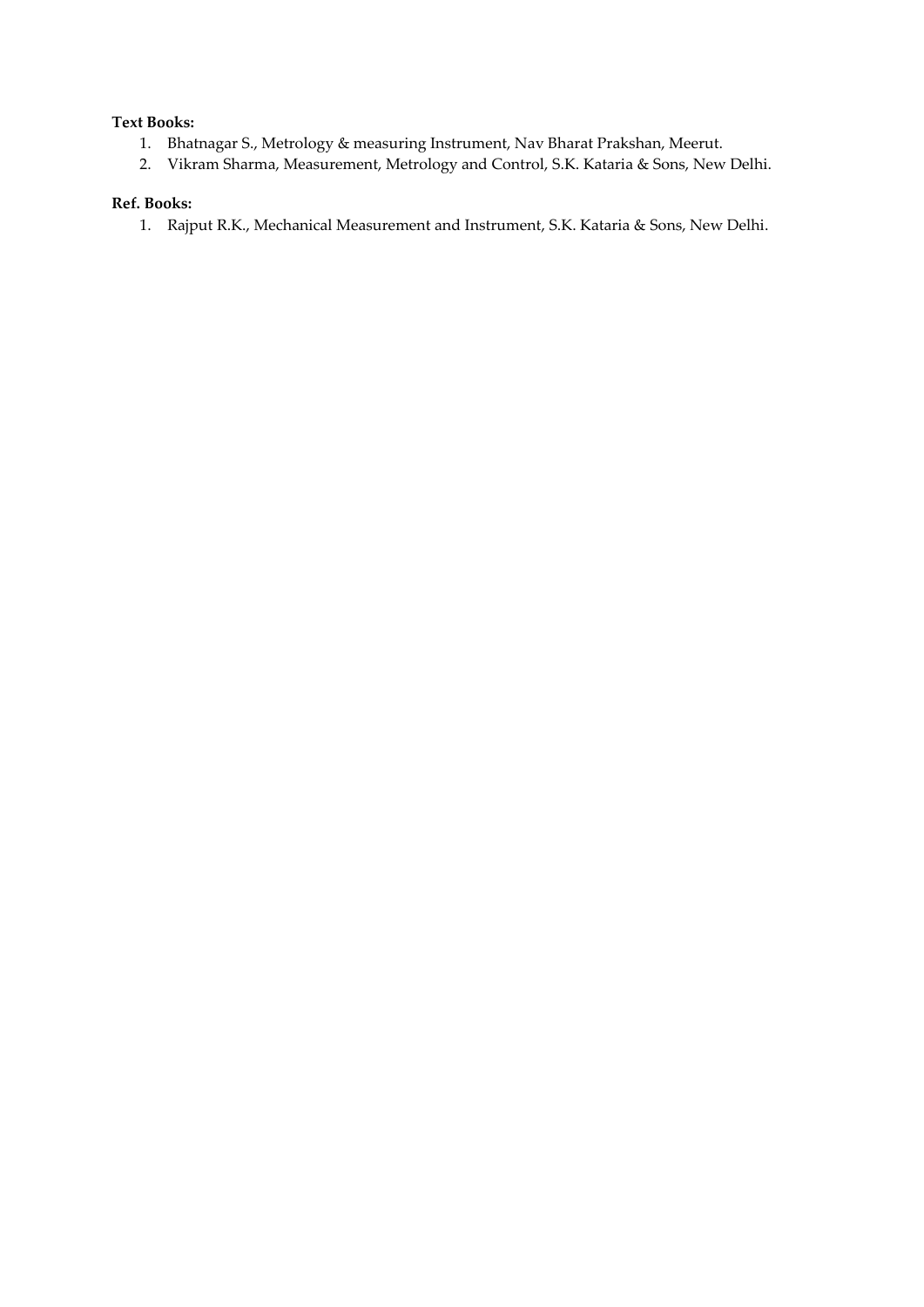**Text Books:**

1. Bhatnagar S., Metrology & measuring Instrument, Nav Bharat Prakshan, Meerut.
2. Vikram Sharma, Measurement, Metrology and Control, S.K. Kataria & Sons, New Delhi.

**Ref. Books:**

1. Rajput R.K., Mechanical Measurement and Instrument, S.K. Kataria & Sons, New Delhi.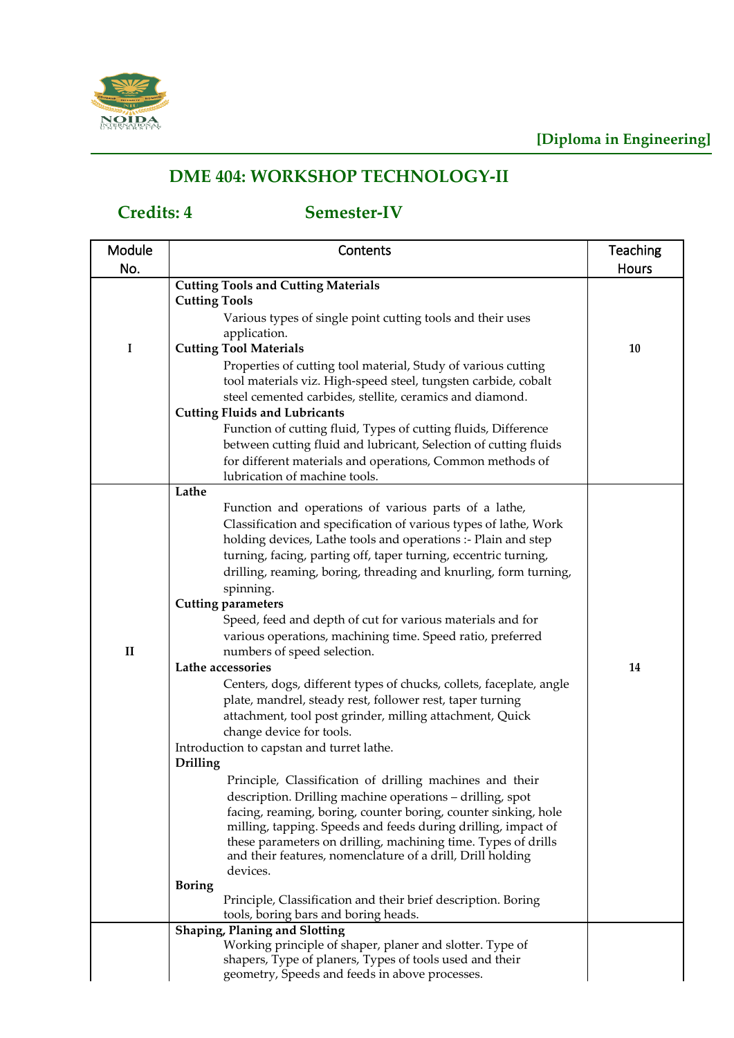[Diploma in Engineering]

# DME 404: WORKSHOP TECHNOLOGY-II

**Credits: 4** **Semester-IV**

| Module No. | Contents | Teaching Hours |
|---|---|---|
| I | **Cutting Tools and Cutting Materials**<br>**Cutting Tools**<br>Various types of single point cutting tools and their uses application.<br>**Cutting Tool Materials**<br>Properties of cutting tool material, Study of various cutting tool materials viz. High-speed steel, tungsten carbide, cobalt steel cemented carbides, stellite, ceramics and diamond.<br>**Cutting Fluids and Lubricants**<br>Function of cutting fluid, Types of cutting fluids, Difference between cutting fluid and lubricant, Selection of cutting fluids for different materials and operations, Common methods of lubrication of machine tools. | 10 |
| II | **Lathe**<br>Function and operations of various parts of a lathe, Classification and specification of various types of lathe, Work holding devices, Lathe tools and operations :- Plain and step turning, facing, parting off, taper turning, eccentric turning, drilling, reaming, boring, threading and knurling, form turning, spinning.<br>**Cutting parameters**<br>Speed, feed and depth of cut for various materials and for various operations, machining time. Speed ratio, preferred numbers of speed selection.<br>**Lathe accessories**<br>Centers, dogs, different types of chucks, collets, faceplate, angle plate, mandrel, steady rest, follower rest, taper turning attachment, tool post grinder, milling attachment, Quick change device for tools.<br>Introduction to capstan and turret lathe.<br>**Drilling**<br>Principle, Classification of drilling machines and their description. Drilling machine operations – drilling, spot facing, reaming, boring, counter boring, counter sinking, hole milling, tapping. Speeds and feeds during drilling, impact of these parameters on drilling, machining time. Types of drills and their features, nomenclature of a drill, Drill holding devices.<br>**Boring**<br>Principle, Classification and their brief description. Boring tools, boring bars and boring heads. | 14 |
| | **Shaping, Planing and Slotting**<br>Working principle of shaper, planer and slotter. Type of shapers, Type of planers, Types of tools used and their geometry, Speeds and feeds in above processes. | |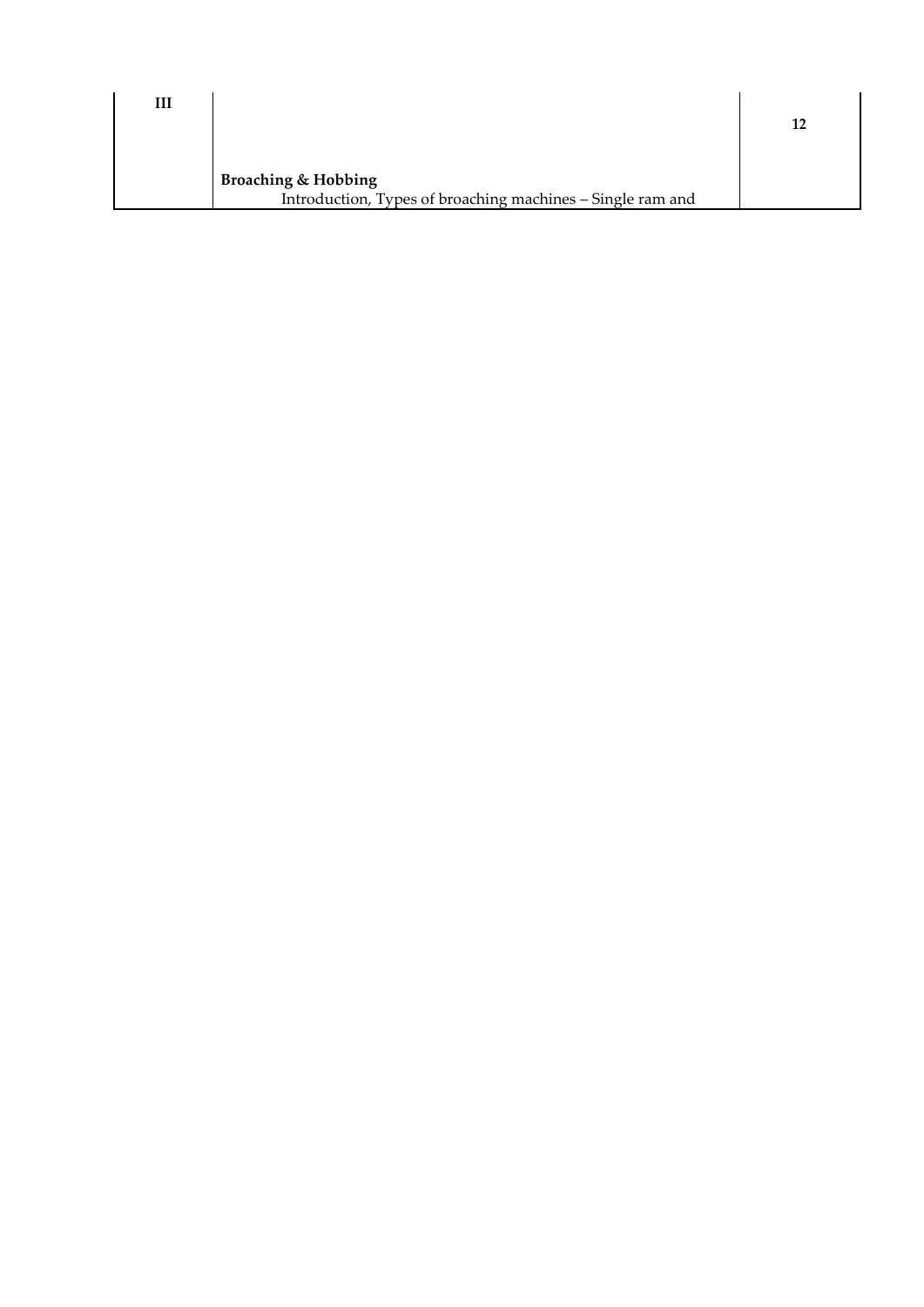| III | **Broaching & Hobbing**<br>Introduction, Types of broaching machines – Single ram and | 12 |
|---|---|---|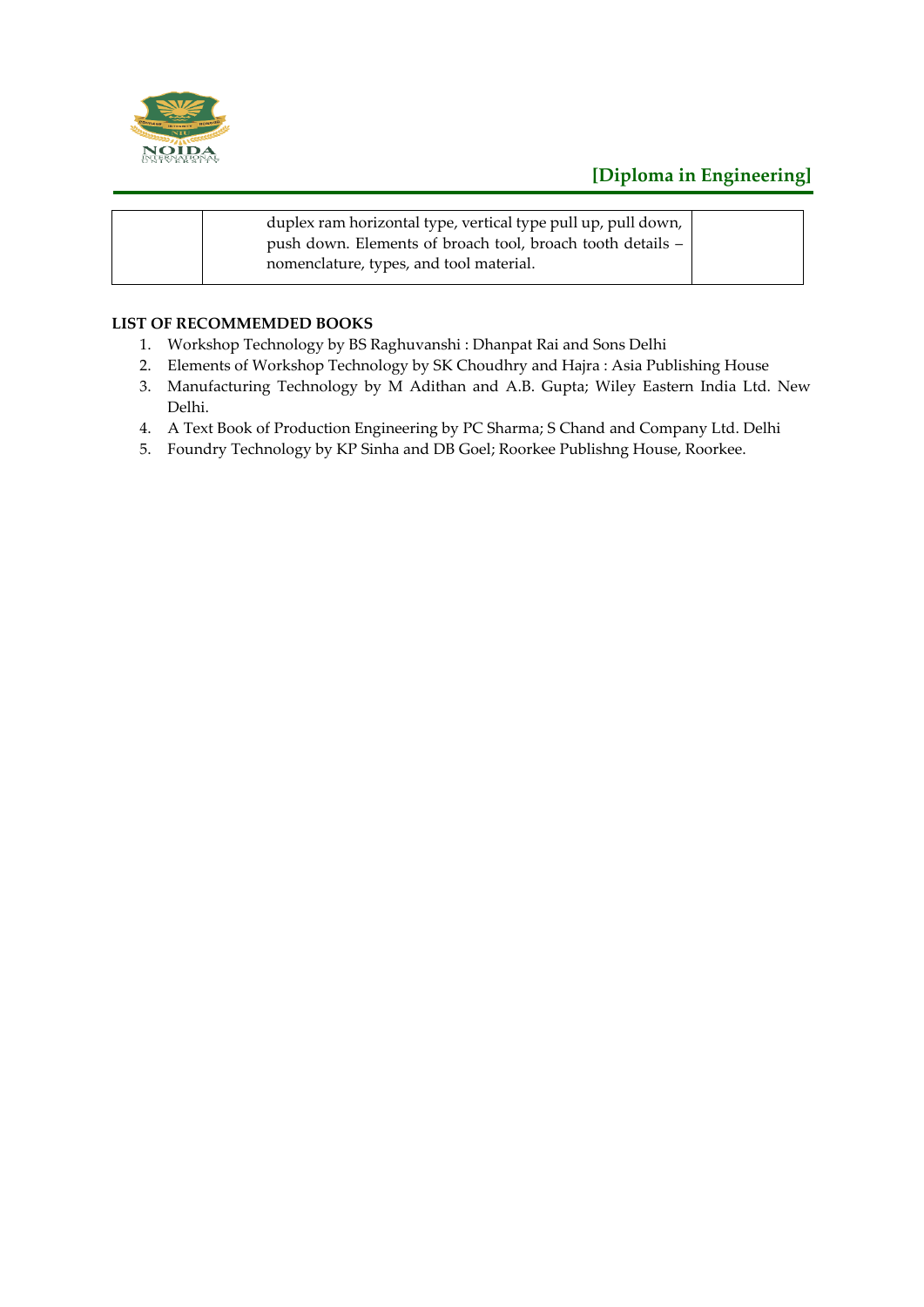|  | duplex ram horizontal type, vertical type pull up, pull down, push down. Elements of broach tool, broach tooth details – nomenclature, types, and tool material. |  |
|---|---|---|

**LIST OF RECOMMEMDED BOOKS**

1. Workshop Technology by BS Raghuvanshi : Dhanpat Rai and Sons Delhi
2. Elements of Workshop Technology by SK Choudhry and Hajra : Asia Publishing House
3. Manufacturing Technology by M Adithan and A.B. Gupta; Wiley Eastern India Ltd. New Delhi.
4. A Text Book of Production Engineering by PC Sharma; S Chand and Company Ltd. Delhi
5. Foundry Technology by KP Sinha and DB Goel; Roorkee Publishng House, Roorkee.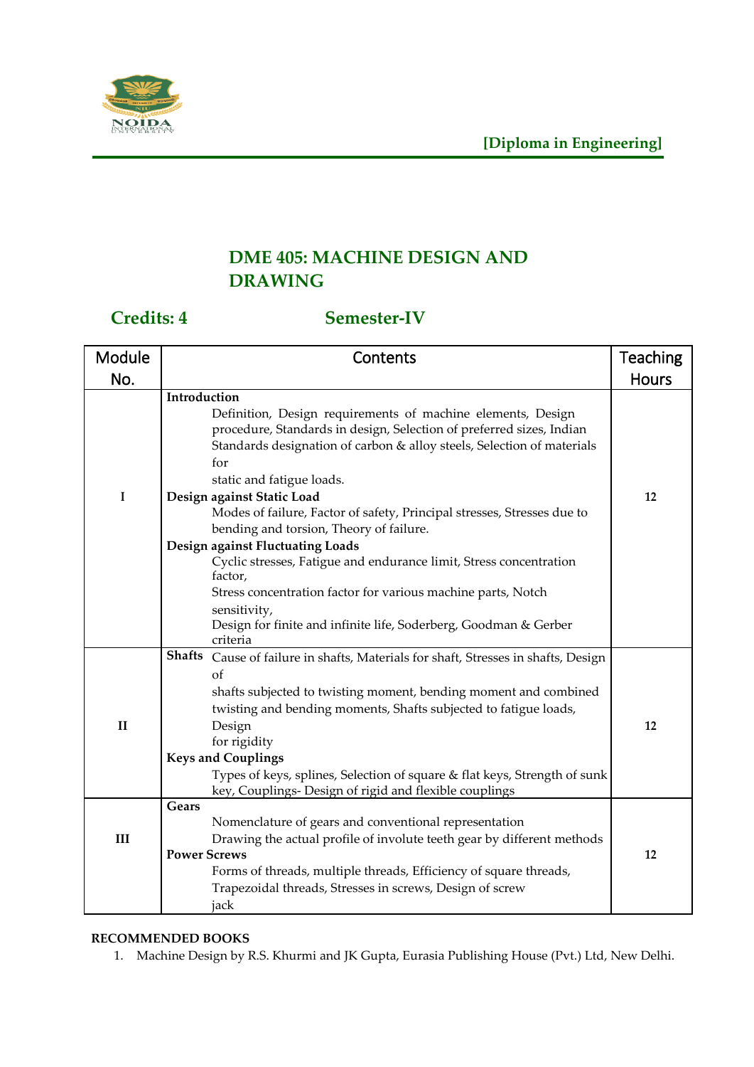**[Diploma in Engineering]**

## DME 405: MACHINE DESIGN AND DRAWING

**Credits: 4** **Semester-IV**

| Module No. | Contents | Teaching Hours |
|---|---|---|
| I | **Introduction** Definition, Design requirements of machine elements, Design procedure, Standards in design, Selection of preferred sizes, Indian Standards designation of carbon & alloy steels, Selection of materials for static and fatigue loads. **Design against Static Load** Modes of failure, Factor of safety, Principal stresses, Stresses due to bending and torsion, Theory of failure. **Design against Fluctuating Loads** Cyclic stresses, Fatigue and endurance limit, Stress concentration factor, Stress concentration factor for various machine parts, Notch sensitivity, Design for finite and infinite life, Soderberg, Goodman & Gerber criteria | 12 |
| II | **Shafts** Cause of failure in shafts, Materials for shaft, Stresses in shafts, Design of shafts subjected to twisting moment, bending moment and combined twisting and bending moments, Shafts subjected to fatigue loads, Design for rigidity **Keys and Couplings** Types of keys, splines, Selection of square & flat keys, Strength of sunk key, Couplings- Design of rigid and flexible couplings | 12 |
| III | **Gears** Nomenclature of gears and conventional representation Drawing the actual profile of involute teeth gear by different methods **Power Screws** Forms of threads, multiple threads, Efficiency of square threads, Trapezoidal threads, Stresses in screws, Design of screw jack | 12 |

**RECOMMENDED BOOKS**

1. Machine Design by R.S. Khurmi and JK Gupta, Eurasia Publishing House (Pvt.) Ltd, New Delhi.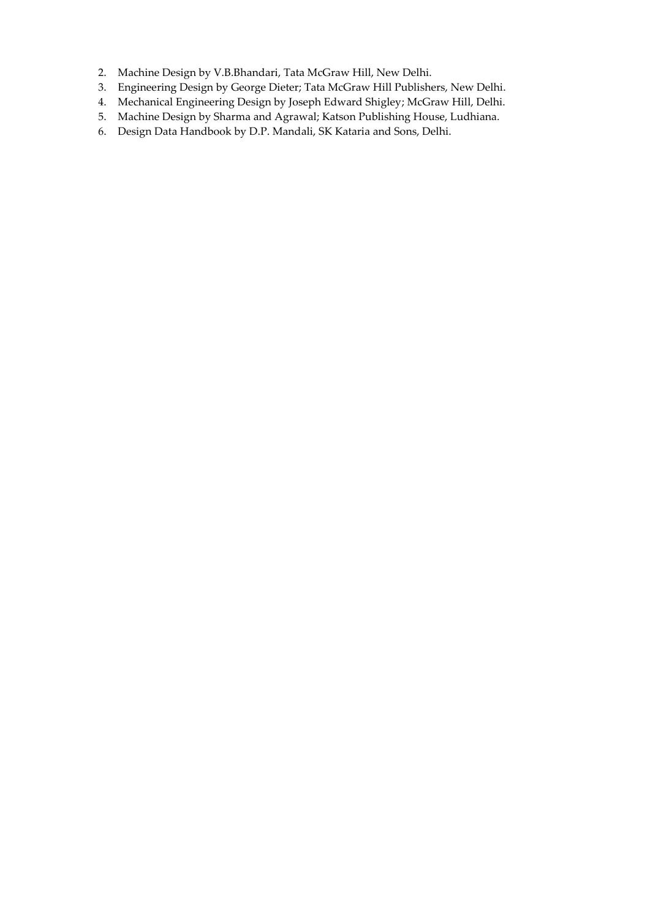2. Machine Design by V.B.Bhandari, Tata McGraw Hill, New Delhi.
3. Engineering Design by George Dieter; Tata McGraw Hill Publishers, New Delhi.
4. Mechanical Engineering Design by Joseph Edward Shigley; McGraw Hill, Delhi.
5. Machine Design by Sharma and Agrawal; Katson Publishing House, Ludhiana.
6. Design Data Handbook by D.P. Mandali, SK Kataria and Sons, Delhi.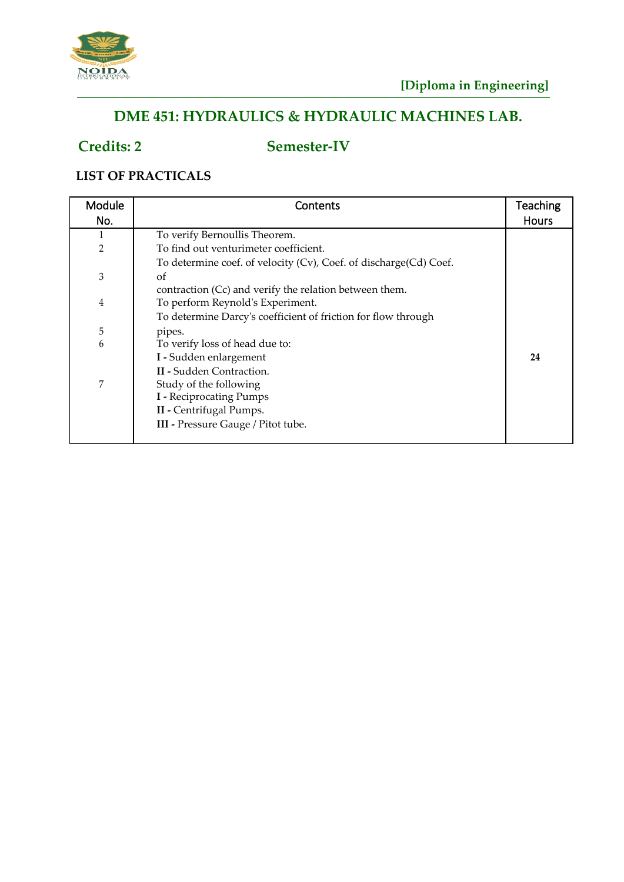[Diploma in Engineering]

## DME 451: HYDRAULICS & HYDRAULIC MACHINES LAB.

**Credits: 2** **Semester-IV**

**LIST OF PRACTICALS**

| Module No. | Contents | Teaching Hours |
|---|---|---|
| 1 | To verify Bernoullis Theorem. | |
| 2 | To find out venturimeter coefficient. | |
| 3 | To determine coef. of velocity (Cv), Coef. of discharge(Cd) Coef. of contraction (Cc) and verify the relation between them. | |
| 4 | To perform Reynold's Experiment. | |
| 5 | To determine Darcy's coefficient of friction for flow through pipes. | 24 |
| 6 | To verify loss of head due to:<br>**I -** Sudden enlargement<br>**II -** Sudden Contraction. | |
| 7 | Study of the following<br>**I -** Reciprocating Pumps<br>**II -** Centrifugal Pumps.<br>**III -** Pressure Gauge / Pitot tube. | |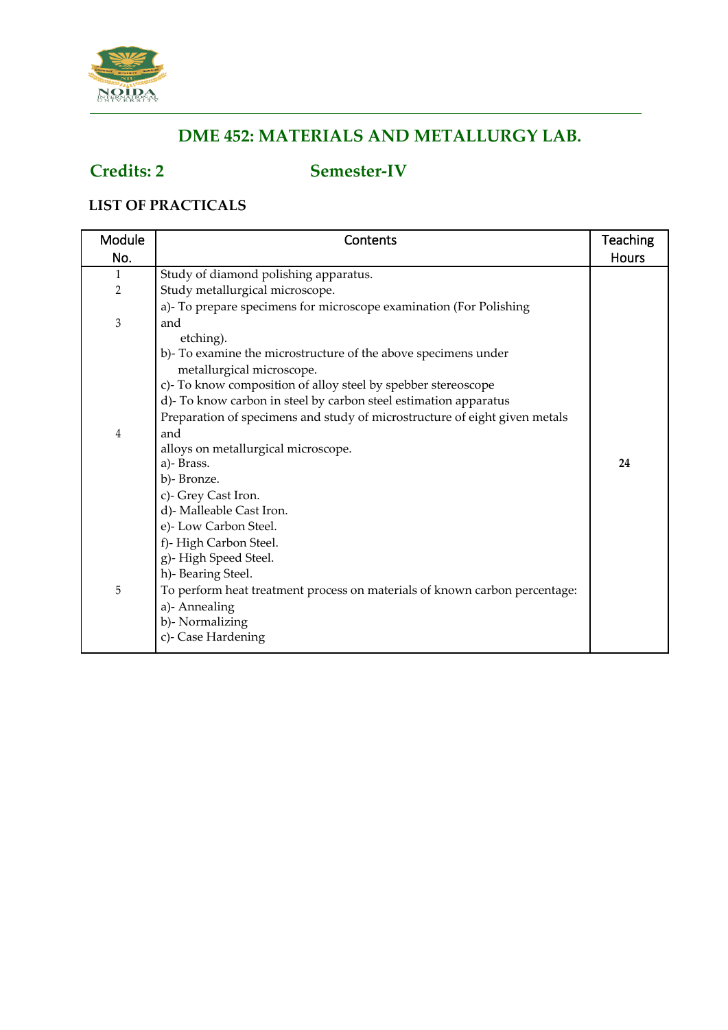## DME 452: MATERIALS AND METALLURGY LAB.

**Credits: 2** **Semester-IV**

**LIST OF PRACTICALS**

| Module No. | Contents | Teaching Hours |
|---|---|---|
| 1 | Study of diamond polishing apparatus. | 24 |
| 2 | Study metallurgical microscope. | |
| 3 | a)- To prepare specimens for microscope examination (For Polishing and etching).<br>b)- To examine the microstructure of the above specimens under metallurgical microscope.<br>c)- To know composition of alloy steel by spebber stereoscope<br>d)- To know carbon in steel by carbon steel estimation apparatus | |
| 4 | Preparation of specimens and study of microstructure of eight given metals and alloys on metallurgical microscope.<br>a)- Brass.<br>b)- Bronze.<br>c)- Grey Cast Iron.<br>d)- Malleable Cast Iron.<br>e)- Low Carbon Steel.<br>f)- High Carbon Steel.<br>g)- High Speed Steel.<br>h)- Bearing Steel. | |
| 5 | To perform heat treatment process on materials of known carbon percentage:<br>a)- Annealing<br>b)- Normalizing<br>c)- Case Hardening | |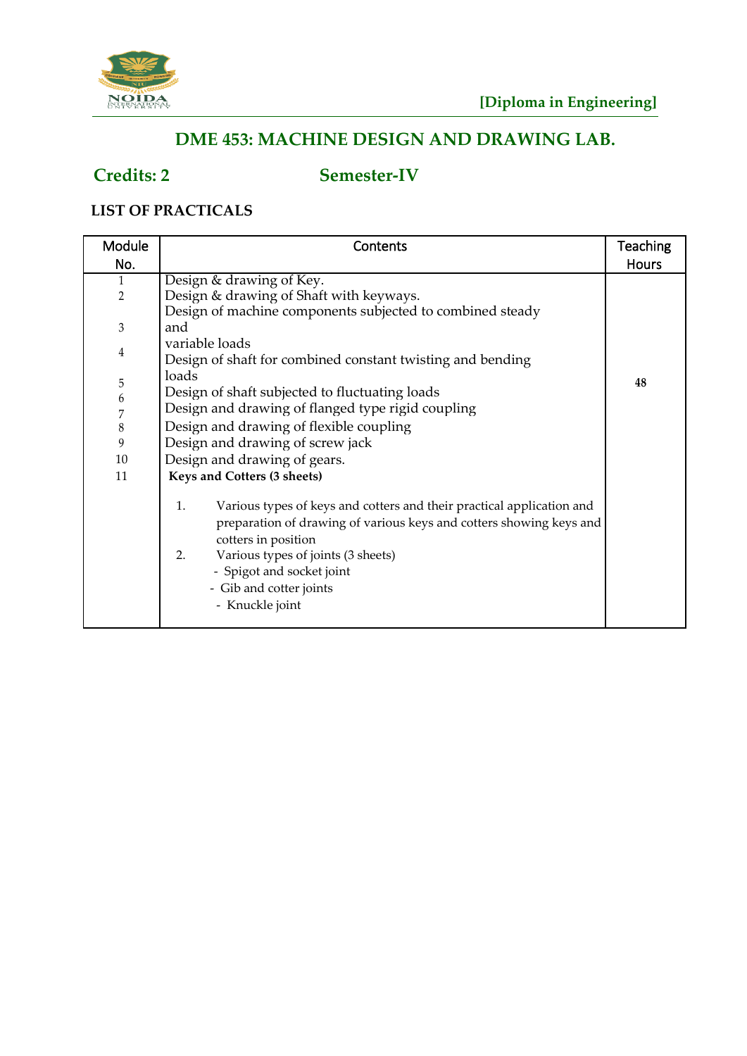[Diploma in Engineering]

## DME 453: MACHINE DESIGN AND DRAWING LAB.

**Credits: 2** **Semester-IV**

**LIST OF PRACTICALS**

| Module No. | Contents | Teaching Hours |
|---|---|---|
| 1 | Design & drawing of Key. | 48 |
| 2 | Design & drawing of Shaft with keyways. | |
| 3 | Design of machine components subjected to combined steady and variable loads | |
| 4 | Design of shaft for combined constant twisting and bending loads | |
| 5 | Design of shaft subjected to fluctuating loads | |
| 6 | Design and drawing of flanged type rigid coupling | |
| 7 | Design and drawing of flexible coupling | |
| 8 | Design and drawing of screw jack | |
| 9 | Design and drawing of gears. | |
| 10 | **Keys and Cotters (3 sheets)** | |
| 11 | 1. Various types of keys and cotters and their practical application and preparation of drawing of various keys and cotters showing keys and cotters in position<br>2. Various types of joints (3 sheets)<br>- Spigot and socket joint<br>- Gib and cotter joints<br>- Knuckle joint | |